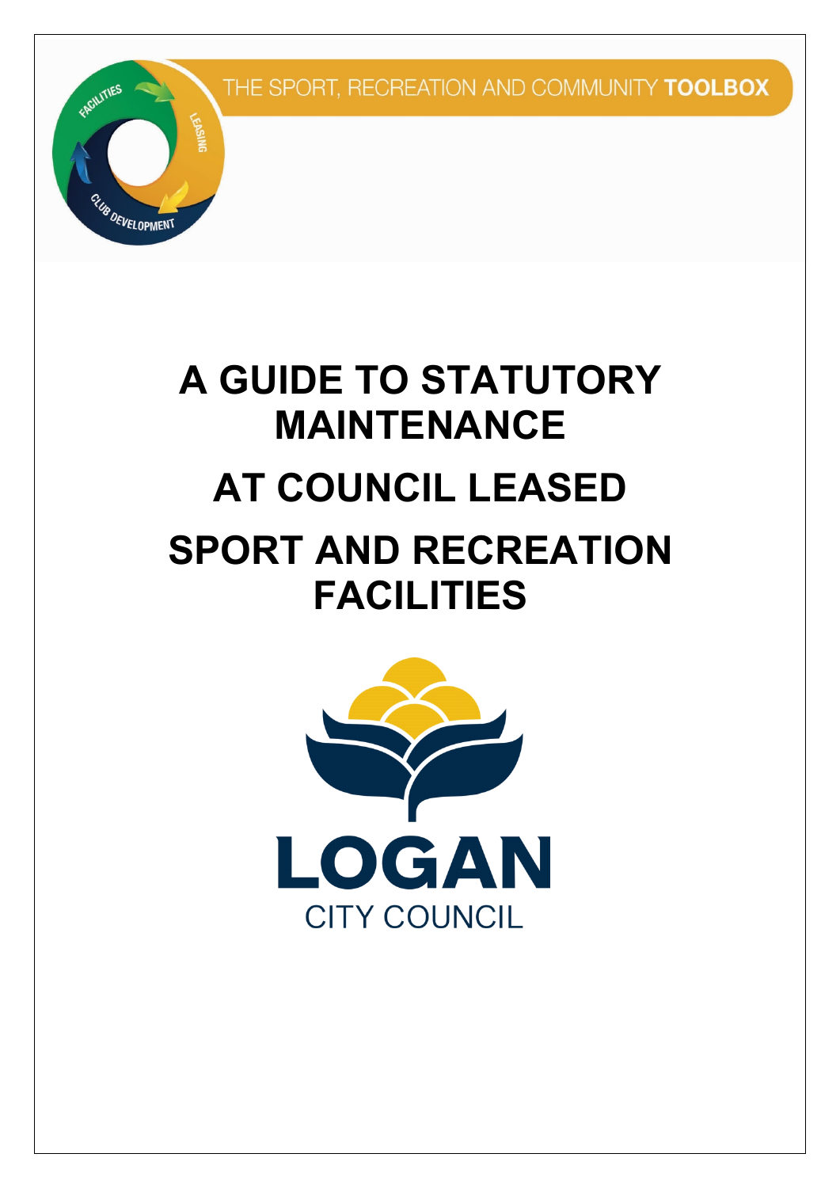THE SPORT, RECREATION AND COMMUNITY **TOOLBOX**

# A GUIDE TO STATUTORY MAINTENANCE AT COUNCIL LEASED SPORT AND RECREATION FACILITIES

LOGAN CITY COUNCIL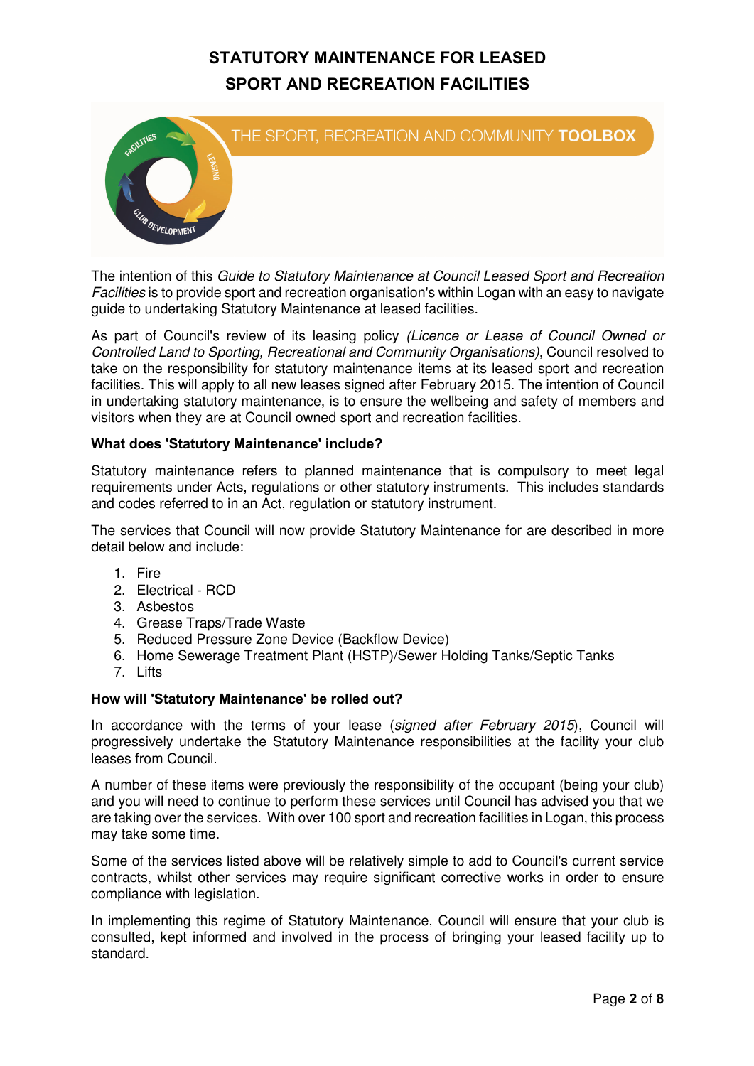# STATUTORY MAINTENANCE FOR LEASED SPORT AND RECREATION FACILITIES

THE SPORT, RECREATION AND COMMUNITY **TOOLBOX**

The intention of this *Guide to Statutory Maintenance at Council Leased Sport and Recreation Facilities* is to provide sport and recreation organisation's within Logan with an easy to navigate guide to undertaking Statutory Maintenance at leased facilities.

As part of Council's review of its leasing policy *(Licence or Lease of Council Owned or Controlled Land to Sporting, Recreational and Community Organisations)*, Council resolved to take on the responsibility for statutory maintenance items at its leased sport and recreation facilities. This will apply to all new leases signed after February 2015. The intention of Council in undertaking statutory maintenance, is to ensure the wellbeing and safety of members and visitors when they are at Council owned sport and recreation facilities.

**What does 'Statutory Maintenance' include?**

Statutory maintenance refers to planned maintenance that is compulsory to meet legal requirements under Acts, regulations or other statutory instruments. This includes standards and codes referred to in an Act, regulation or statutory instrument.

The services that Council will now provide Statutory Maintenance for are described in more detail below and include:

1. Fire
2. Electrical - RCD
3. Asbestos
4. Grease Traps/Trade Waste
5. Reduced Pressure Zone Device (Backflow Device)
6. Home Sewerage Treatment Plant (HSTP)/Sewer Holding Tanks/Septic Tanks
7. Lifts

**How will 'Statutory Maintenance' be rolled out?**

In accordance with the terms of your lease (*signed after February 2015*), Council will progressively undertake the Statutory Maintenance responsibilities at the facility your club leases from Council.

A number of these items were previously the responsibility of the occupant (being your club) and you will need to continue to perform these services until Council has advised you that we are taking over the services. With over 100 sport and recreation facilities in Logan, this process may take some time.

Some of the services listed above will be relatively simple to add to Council's current service contracts, whilst other services may require significant corrective works in order to ensure compliance with legislation.

In implementing this regime of Statutory Maintenance, Council will ensure that your club is consulted, kept informed and involved in the process of bringing your leased facility up to standard.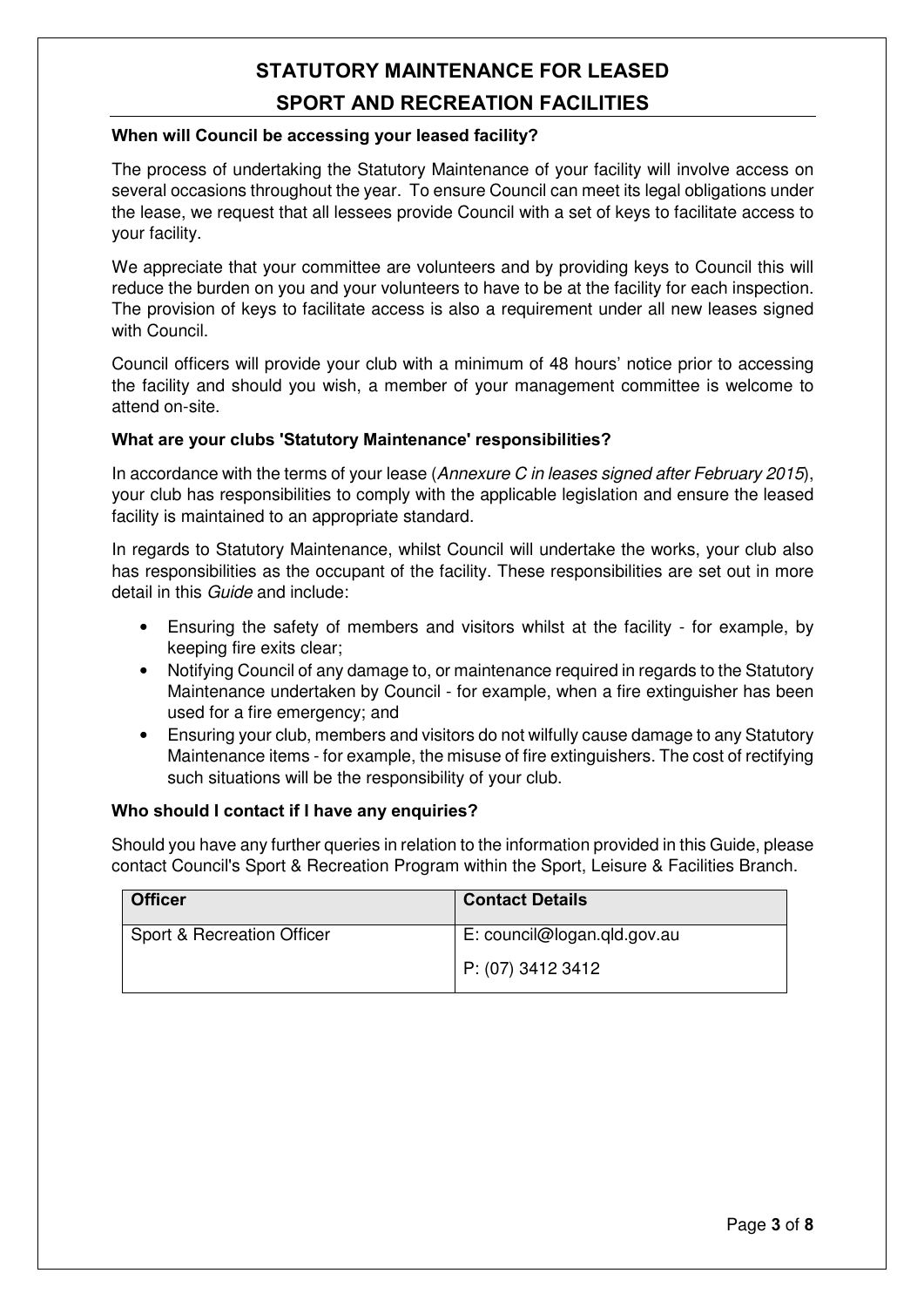# STATUTORY MAINTENANCE FOR LEASED SPORT AND RECREATION FACILITIES

### When will Council be accessing your leased facility?

The process of undertaking the Statutory Maintenance of your facility will involve access on several occasions throughout the year. To ensure Council can meet its legal obligations under the lease, we request that all lessees provide Council with a set of keys to facilitate access to your facility.

We appreciate that your committee are volunteers and by providing keys to Council this will reduce the burden on you and your volunteers to have to be at the facility for each inspection. The provision of keys to facilitate access is also a requirement under all new leases signed with Council.

Council officers will provide your club with a minimum of 48 hours' notice prior to accessing the facility and should you wish, a member of your management committee is welcome to attend on-site.

### What are your clubs 'Statutory Maintenance' responsibilities?

In accordance with the terms of your lease (*Annexure C in leases signed after February 2015*), your club has responsibilities to comply with the applicable legislation and ensure the leased facility is maintained to an appropriate standard.

In regards to Statutory Maintenance, whilst Council will undertake the works, your club also has responsibilities as the occupant of the facility. These responsibilities are set out in more detail in this *Guide* and include:

- Ensuring the safety of members and visitors whilst at the facility - for example, by keeping fire exits clear;
- Notifying Council of any damage to, or maintenance required in regards to the Statutory Maintenance undertaken by Council - for example, when a fire extinguisher has been used for a fire emergency; and
- Ensuring your club, members and visitors do not wilfully cause damage to any Statutory Maintenance items - for example, the misuse of fire extinguishers. The cost of rectifying such situations will be the responsibility of your club.

### Who should I contact if I have any enquiries?

Should you have any further queries in relation to the information provided in this Guide, please contact Council's Sport & Recreation Program within the Sport, Leisure & Facilities Branch.

| Officer | Contact Details |
|---|---|
| Sport & Recreation Officer | E: council@logan.qld.gov.au<br>P: (07) 3412 3412 |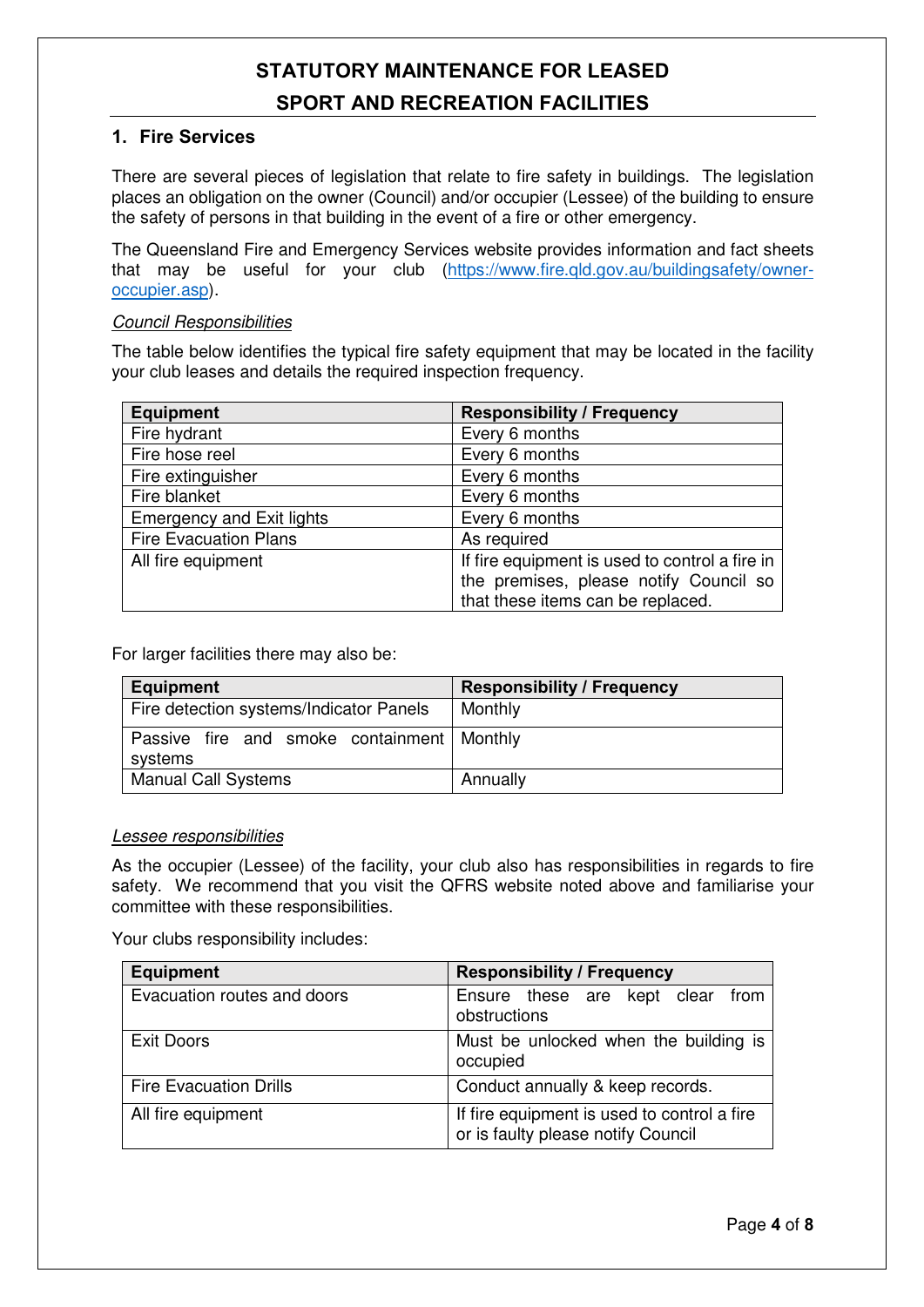# STATUTORY MAINTENANCE FOR LEASED SPORT AND RECREATION FACILITIES

## 1. Fire Services

There are several pieces of legislation that relate to fire safety in buildings. The legislation places an obligation on the owner (Council) and/or occupier (Lessee) of the building to ensure the safety of persons in that building in the event of a fire or other emergency.

The Queensland Fire and Emergency Services website provides information and fact sheets that may be useful for your club (https://www.fire.qld.gov.au/buildingsafety/owner-occupier.asp).

*Council Responsibilities*

The table below identifies the typical fire safety equipment that may be located in the facility your club leases and details the required inspection frequency.

| Equipment | Responsibility / Frequency |
| --- | --- |
| Fire hydrant | Every 6 months |
| Fire hose reel | Every 6 months |
| Fire extinguisher | Every 6 months |
| Fire blanket | Every 6 months |
| Emergency and Exit lights | Every 6 months |
| Fire Evacuation Plans | As required |
| All fire equipment | If fire equipment is used to control a fire in the premises, please notify Council so that these items can be replaced. |

For larger facilities there may also be:

| Equipment | Responsibility / Frequency |
| --- | --- |
| Fire detection systems/Indicator Panels | Monthly |
| Passive fire and smoke containment systems | Monthly |
| Manual Call Systems | Annually |

*Lessee responsibilities*

As the occupier (Lessee) of the facility, your club also has responsibilities in regards to fire safety. We recommend that you visit the QFRS website noted above and familiarise your committee with these responsibilities.

Your clubs responsibility includes:

| Equipment | Responsibility / Frequency |
| --- | --- |
| Evacuation routes and doors | Ensure these are kept clear from obstructions |
| Exit Doors | Must be unlocked when the building is occupied |
| Fire Evacuation Drills | Conduct annually & keep records. |
| All fire equipment | If fire equipment is used to control a fire or is faulty please notify Council |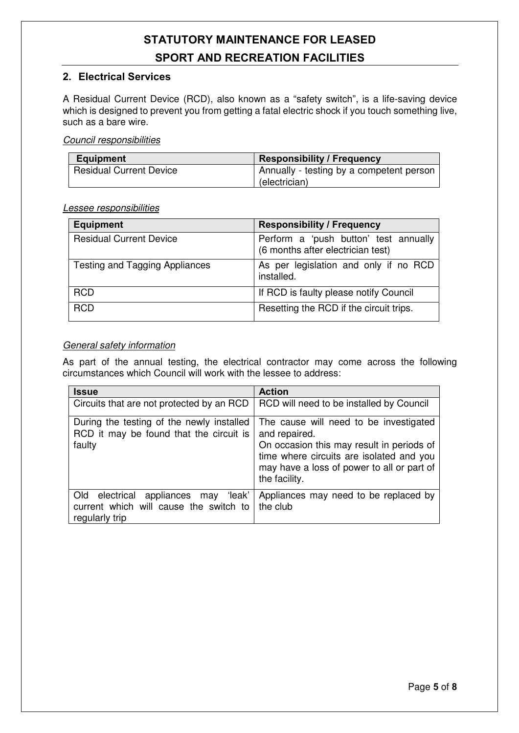## 2. Electrical Services

A Residual Current Device (RCD), also known as a "safety switch", is a life-saving device which is designed to prevent you from getting a fatal electric shock if you touch something live, such as a bare wire.

*Council responsibilities*

| Equipment | Responsibility / Frequency |
|---|---|
| Residual Current Device | Annually - testing by a competent person (electrician) |

*Lessee responsibilities*

| Equipment | Responsibility / Frequency |
|---|---|
| Residual Current Device | Perform a 'push button' test annually (6 months after electrician test) |
| Testing and Tagging Appliances | As per legislation and only if no RCD installed. |
| RCD | If RCD is faulty please notify Council |
| RCD | Resetting the RCD if the circuit trips. |

*General safety information*

As part of the annual testing, the electrical contractor may come across the following circumstances which Council will work with the lessee to address:

| Issue | Action |
|---|---|
| Circuits that are not protected by an RCD | RCD will need to be installed by Council |
| During the testing of the newly installed RCD it may be found that the circuit is faulty | The cause will need to be investigated and repaired.<br>On occasion this may result in periods of time where circuits are isolated and you may have a loss of power to all or part of the facility. |
| Old electrical appliances may 'leak' current which will cause the switch to regularly trip | Appliances may need to be replaced by the club |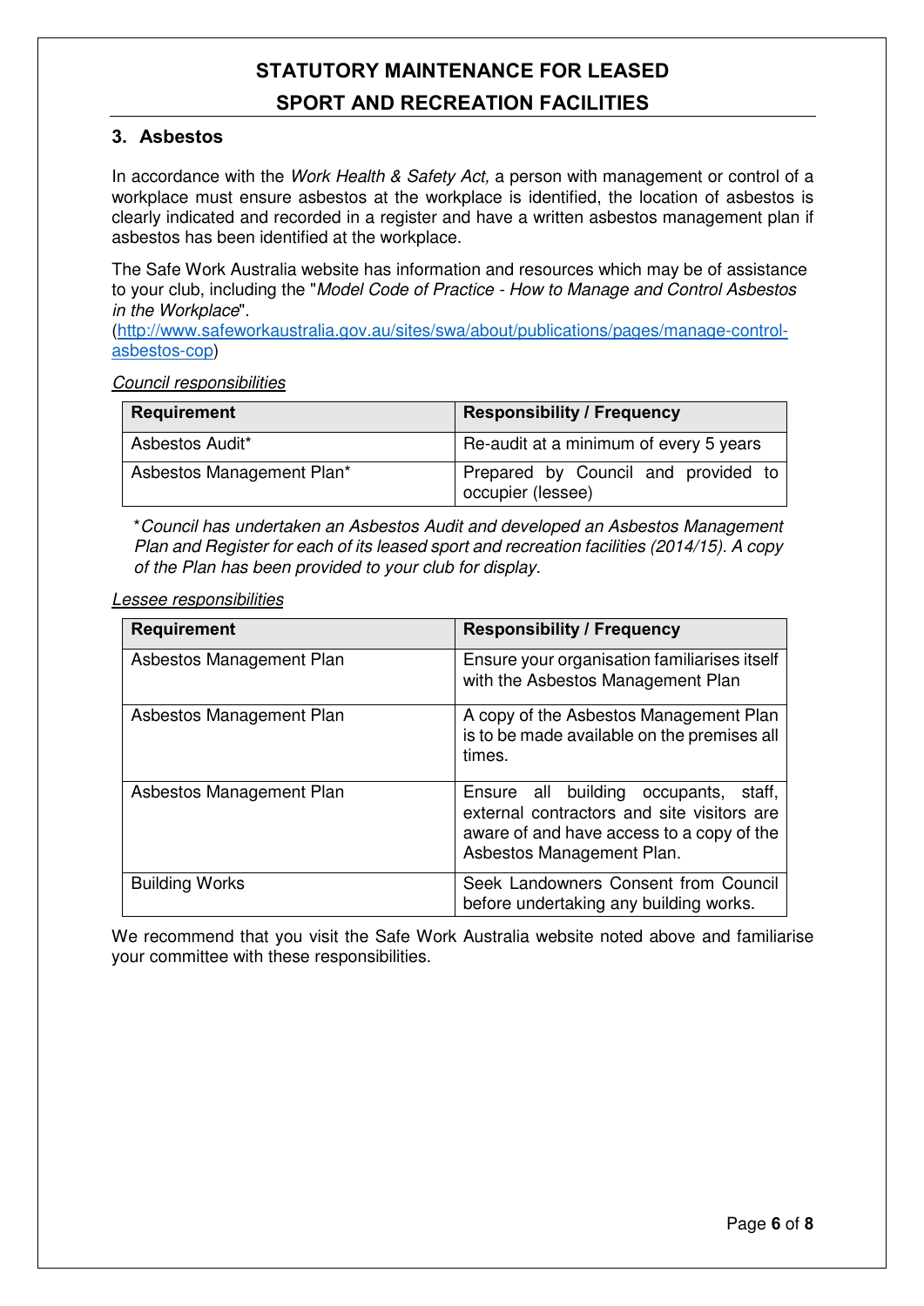## 3. Asbestos

In accordance with the *Work Health & Safety Act,* a person with management or control of a workplace must ensure asbestos at the workplace is identified, the location of asbestos is clearly indicated and recorded in a register and have a written asbestos management plan if asbestos has been identified at the workplace.

The Safe Work Australia website has information and resources which may be of assistance to your club, including the "*Model Code of Practice - How to Manage and Control Asbestos in the Workplace*".
([http://www.safeworkaustralia.gov.au/sites/swa/about/publications/pages/manage-control-asbestos-cop](http://www.safeworkaustralia.gov.au/sites/swa/about/publications/pages/manage-control-asbestos-cop))

Council responsibilities

| Requirement | Responsibility / Frequency |
|---|---|
| Asbestos Audit* | Re-audit at a minimum of every 5 years |
| Asbestos Management Plan* | Prepared by Council and provided to occupier (lessee) |

*\*Council has undertaken an Asbestos Audit and developed an Asbestos Management Plan and Register for each of its leased sport and recreation facilities (2014/15). A copy of the Plan has been provided to your club for display.*

Lessee responsibilities

| Requirement | Responsibility / Frequency |
|---|---|
| Asbestos Management Plan | Ensure your organisation familiarises itself with the Asbestos Management Plan |
| Asbestos Management Plan | A copy of the Asbestos Management Plan is to be made available on the premises all times. |
| Asbestos Management Plan | Ensure all building occupants, staff, external contractors and site visitors are aware of and have access to a copy of the Asbestos Management Plan. |
| Building Works | Seek Landowners Consent from Council before undertaking any building works. |

We recommend that you visit the Safe Work Australia website noted above and familiarise your committee with these responsibilities.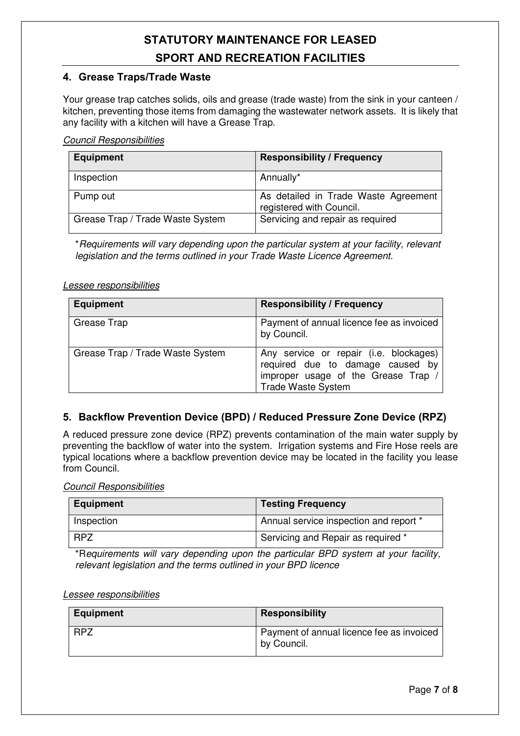## 4. Grease Traps/Trade Waste

Your grease trap catches solids, oils and grease (trade waste) from the sink in your canteen / kitchen, preventing those items from damaging the wastewater network assets. It is likely that any facility with a kitchen will have a Grease Trap.

*Council Responsibilities*

| Equipment | Responsibility / Frequency |
|---|---|
| Inspection | Annually* |
| Pump out | As detailed in Trade Waste Agreement registered with Council. |
| Grease Trap / Trade Waste System | Servicing and repair as required |

*\*Requirements will vary depending upon the particular system at your facility, relevant legislation and the terms outlined in your Trade Waste Licence Agreement.*

*Lessee responsibilities*

| Equipment | Responsibility / Frequency |
|---|---|
| Grease Trap | Payment of annual licence fee as invoiced by Council. |
| Grease Trap / Trade Waste System | Any service or repair (i.e. blockages) required due to damage caused by improper usage of the Grease Trap / Trade Waste System |

## 5. Backflow Prevention Device (BPD) / Reduced Pressure Zone Device (RPZ)

A reduced pressure zone device (RPZ) prevents contamination of the main water supply by preventing the backflow of water into the system. Irrigation systems and Fire Hose reels are typical locations where a backflow prevention device may be located in the facility you lease from Council.

*Council Responsibilities*

| Equipment | Testing Frequency |
|---|---|
| Inspection | Annual service inspection and report * |
| RPZ | Servicing and Repair as required * |

*\*Requirements will vary depending upon the particular BPD system at your facility, relevant legislation and the terms outlined in your BPD licence*

*Lessee responsibilities*

| Equipment | Responsibility |
|---|---|
| RPZ | Payment of annual licence fee as invoiced by Council. |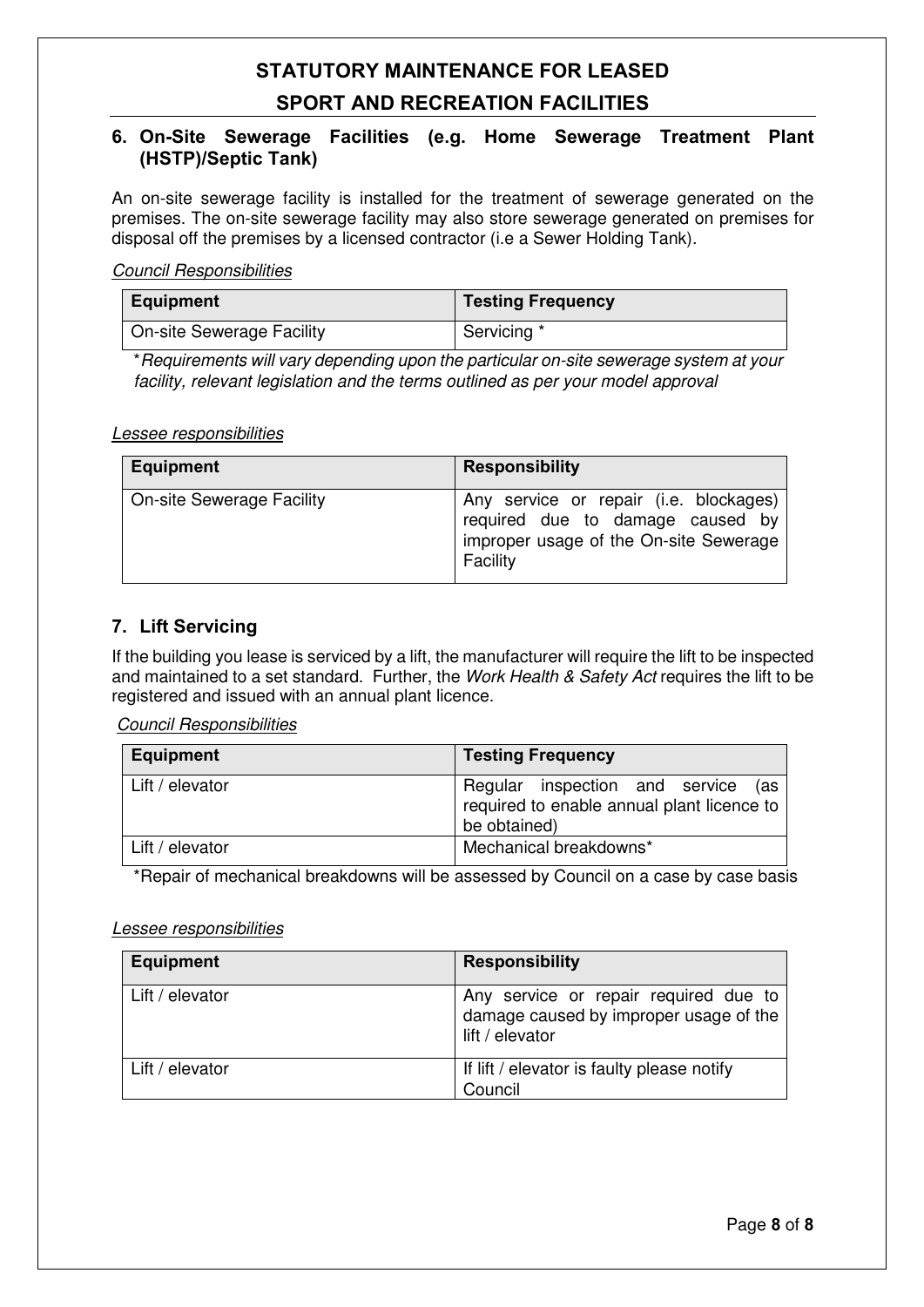## 6. On-Site Sewerage Facilities (e.g. Home Sewerage Treatment Plant (HSTP)/Septic Tank)

An on-site sewerage facility is installed for the treatment of sewerage generated on the premises. The on-site sewerage facility may also store sewerage generated on premises for disposal off the premises by a licensed contractor (i.e a Sewer Holding Tank).

*Council Responsibilities*

| Equipment | Testing Frequency |
|---|---|
| On-site Sewerage Facility | Servicing * |

*\* Requirements will vary depending upon the particular on-site sewerage system at your facility, relevant legislation and the terms outlined as per your model approval*

*Lessee responsibilities*

| Equipment | Responsibility |
|---|---|
| On-site Sewerage Facility | Any service or repair (i.e. blockages) required due to damage caused by improper usage of the On-site Sewerage Facility |

## 7. Lift Servicing

If the building you lease is serviced by a lift, the manufacturer will require the lift to be inspected and maintained to a set standard. Further, the *Work Health & Safety Act* requires the lift to be registered and issued with an annual plant licence.

*Council Responsibilities*

| Equipment | Testing Frequency |
|---|---|
| Lift / elevator | Regular inspection and service (as required to enable annual plant licence to be obtained) |
| Lift / elevator | Mechanical breakdowns* |

*Repair of mechanical breakdowns will be assessed by Council on a case by case basis

*Lessee responsibilities*

| Equipment | Responsibility |
|---|---|
| Lift / elevator | Any service or repair required due to damage caused by improper usage of the lift / elevator |
| Lift / elevator | If lift / elevator is faulty please notify Council |